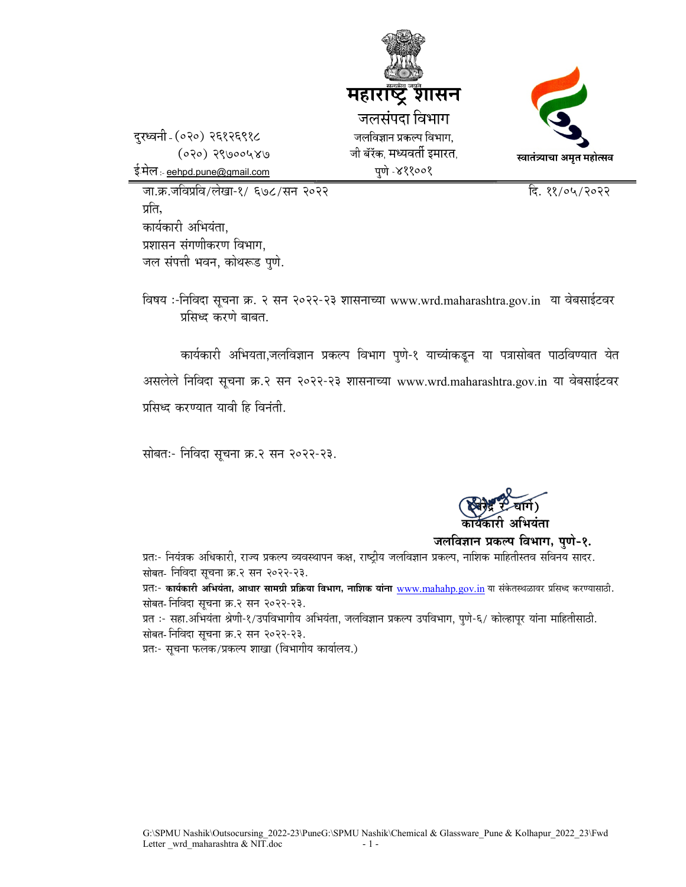सत्यमेव जयते

**महाराष्ट्र शासन**

जलसंपदा विभाग

जलविज्ञान प्रकल्प विभाग,
जी बँरॅक, मध्यवर्ती इमारत,
पुणे -४११००१

स्वातंत्र्याचा अमृत महोत्सव

दुरध्वनी - (०२०) २६१२६९१८
(०२०) २९७०००५४७
ई-मेल :- eehpd.pune@gmail.com

जा.क्र.जविप्रवि/लेखा-१/ ६७८/सन २०२२ दि. ११/०५/२०२२

प्रति,
कार्यकारी अभियंता,
प्रशासन संगणीकरण विभाग,
जल संपत्ती भवन, कोथरूड पुणे.

विषय :-निविदा सूचना क्र. २ सन २०२२-२३ शासनाच्या www.wrd.maharashtra.gov.in या वेबसाईटवर प्रसिध्द करणे बाबत.

कार्यकारी अभियता,जलविज्ञान प्रकल्प विभाग पुणे-१ याच्यांकडून या पत्रासोबत पाठविण्यात येत असलेले निविदा सूचना क्र.२ सन २०२२-२३ शासनाच्या www.wrd.maharashtra.gov.in या वेबसाईटवर प्रसिध्द करण्यात यावी हि विनंती.

सोबत:- निविदा सूचना क्र.२ सन २०२२-२३.

(वीरेंद्र र. घार्गे)
**कार्यकारी अभियंता**
**जलविज्ञान प्रकल्प विभाग, पुणे-१.**

प्रत:- नियंत्रक अधिकारी, राज्य प्रकल्प व्यवस्थापन कक्ष, राष्ट्रीय जलविज्ञान प्रकल्प, नाशिक माहितीस्तव सविनय सादर.
सोबत- निविदा सूचना क्र.२ सन २०२२-२३.
प्रत:- **कार्यकारी अभियंता, आधार सामग्री प्रक्रिया विभाग, नाशिक यांना** www.mahahp.gov.in या संकेतस्थळावर प्रसिध्द करण्यासाठी.
सोबत- निविदा सूचना क्र.२ सन २०२२-२३.
प्रत :- सहा.अभियंता श्रेणी-१/उपविभागीय अभियंता, जलविज्ञान प्रकल्प उपविभाग, पुणे-६/ कोल्हापूर यांना माहितीसाठी.
सोबत- निविदा सूचना क्र.२ सन २०२२-२३.
प्रत:- सूचना फलक/प्रकल्प शाखा (विभागीय कार्यालय.)

G:\SPMU Nashik\Outsocursing_2022-23\PuneG:\SPMU Nashik\Chemical & Glassware_Pune & Kolhapur_2022_23\Fwd Letter _wrd_maharashtra & NIT.doc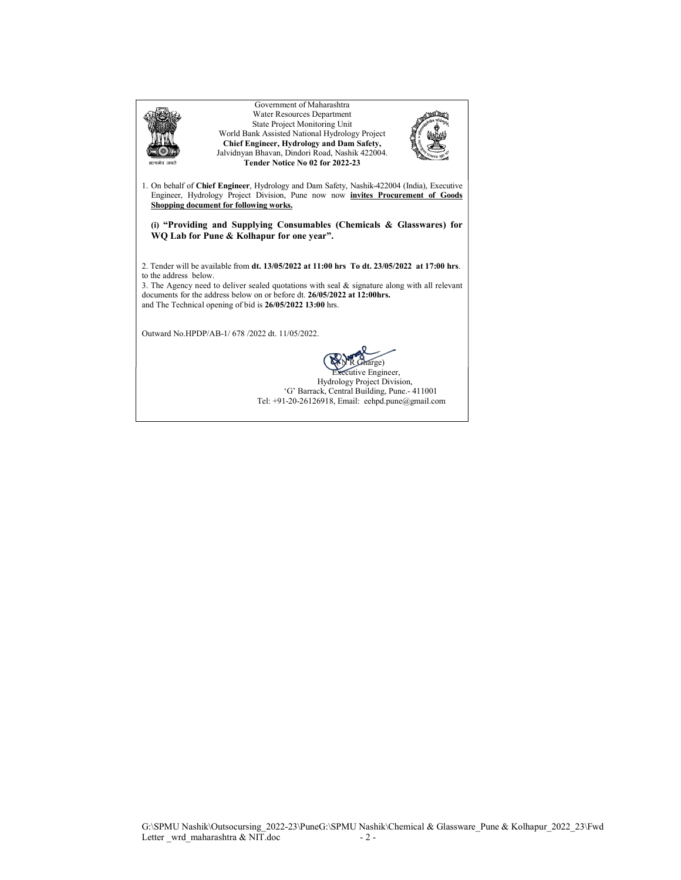Government of Maharashtra
Water Resources Department
State Project Monitoring Unit
World Bank Assisted National Hydrology Project
**Chief Engineer, Hydrology and Dam Safety,**
Jalvidnyan Bhavan, Dindori Road, Nashik 422004.
**Tender Notice No 02 for 2022-23**

सत्यमेव जयते

1. On behalf of **Chief Engineer**, Hydrology and Dam Safety, Nashik-422004 (India), Executive Engineer, Hydrology Project Division, Pune now now **invites Procurement of Goods Shopping document for following works.**

   **(i) "Providing and Supplying Consumables (Chemicals & Glasswares) for WQ Lab for Pune & Kolhapur for one year".**

2. Tender will be available from **dt. 13/05/2022 at 11:00 hrs To dt. 23/05/2022 at 17:00 hrs**. to the address below.
3. The Agency need to deliver sealed quotations with seal & signature along with all relevant documents for the address below on or before dt. **26/05/2022 at 12:00hrs.** and The Technical opening of bid is **26/05/2022 13:00** hrs.

Outward No.HPDP/AB-1/ 678 /2022 dt. 11/05/2022.

(N R Gharge)
Executive Engineer,
Hydrology Project Division,
'G' Barrack, Central Building, Pune.- 411001
Tel: +91-20-26126918, Email: eehpd.pune@gmail.com

G:\SPMU Nashik\Outsocursing_2022-23\PuneG:\SPMU Nashik\Chemical & Glassware_Pune & Kolhapur_2022_23\Fwd Letter _wrd_maharashtra & NIT.doc